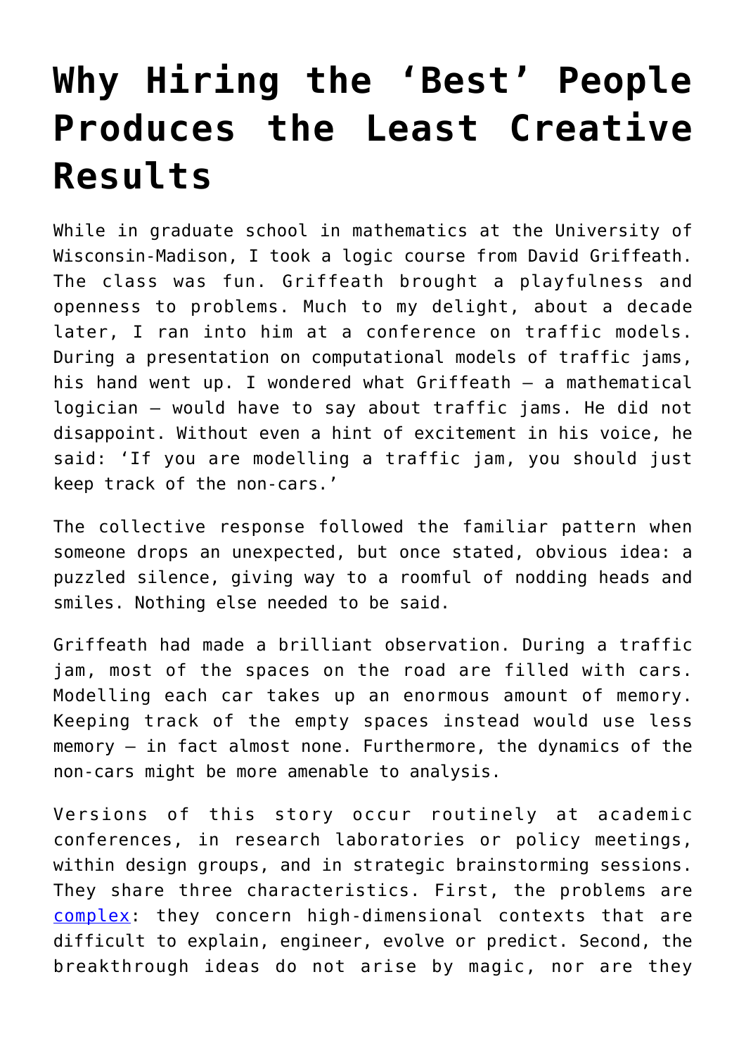# Why Hiring the 'Best' People Produces the Least Creative Results

While in graduate school in mathematics at the University of Wisconsin-Madison, I took a logic course from David Griffeath. The class was fun. Griffeath brought a playfulness and openness to problems. Much to my delight, about a decade later, I ran into him at a conference on traffic models. During a presentation on computational models of traffic jams, his hand went up. I wondered what Griffeath – a mathematical logician – would have to say about traffic jams. He did not disappoint. Without even a hint of excitement in his voice, he said: 'If you are modelling a traffic jam, you should just keep track of the non-cars.'

The collective response followed the familiar pattern when someone drops an unexpected, but once stated, obvious idea: a puzzled silence, giving way to a roomful of nodding heads and smiles. Nothing else needed to be said.

Griffeath had made a brilliant observation. During a traffic jam, most of the spaces on the road are filled with cars. Modelling each car takes up an enormous amount of memory. Keeping track of the empty spaces instead would use less memory – in fact almost none. Furthermore, the dynamics of the non-cars might be more amenable to analysis.

Versions of this story occur routinely at academic conferences, in research laboratories or policy meetings, within design groups, and in strategic brainstorming sessions. They share three characteristics. First, the problems are complex: they concern high-dimensional contexts that are difficult to explain, engineer, evolve or predict. Second, the breakthrough ideas do not arise by magic, nor are they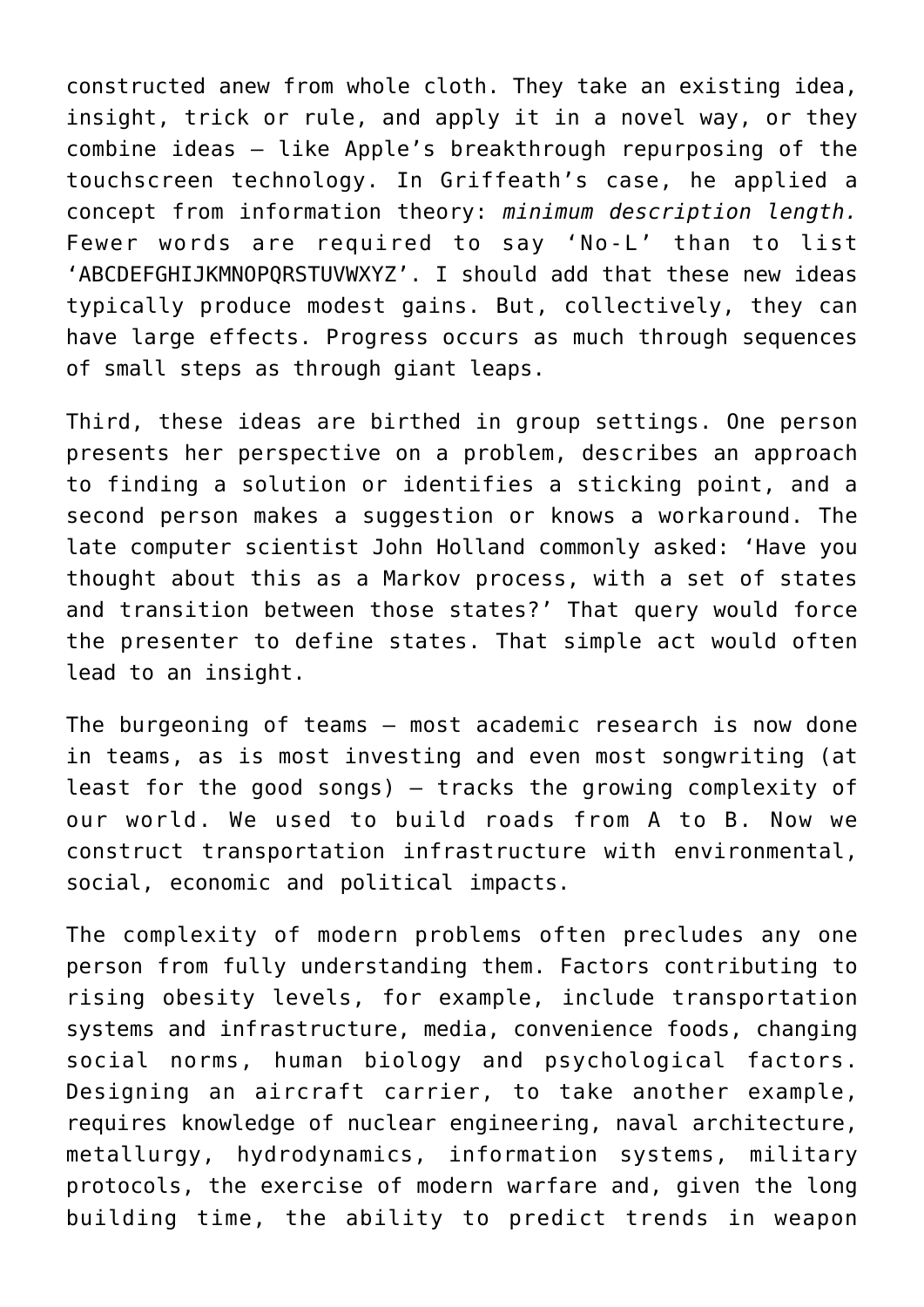constructed anew from whole cloth. They take an existing idea, insight, trick or rule, and apply it in a novel way, or they combine ideas – like Apple's breakthrough repurposing of the touchscreen technology. In Griffeath's case, he applied a concept from information theory: *minimum description length.* Fewer words are required to say 'No-L' than to list 'ABCDEFGHIJKMNOPQRSTUVWXYZ'. I should add that these new ideas typically produce modest gains. But, collectively, they can have large effects. Progress occurs as much through sequences of small steps as through giant leaps.

Third, these ideas are birthed in group settings. One person presents her perspective on a problem, describes an approach to finding a solution or identifies a sticking point, and a second person makes a suggestion or knows a workaround. The late computer scientist John Holland commonly asked: 'Have you thought about this as a Markov process, with a set of states and transition between those states?' That query would force the presenter to define states. That simple act would often lead to an insight.

The burgeoning of teams – most academic research is now done in teams, as is most investing and even most songwriting (at least for the good songs) – tracks the growing complexity of our world. We used to build roads from A to B. Now we construct transportation infrastructure with environmental, social, economic and political impacts.

The complexity of modern problems often precludes any one person from fully understanding them. Factors contributing to rising obesity levels, for example, include transportation systems and infrastructure, media, convenience foods, changing social norms, human biology and psychological factors. Designing an aircraft carrier, to take another example, requires knowledge of nuclear engineering, naval architecture, metallurgy, hydrodynamics, information systems, military protocols, the exercise of modern warfare and, given the long building time, the ability to predict trends in weapon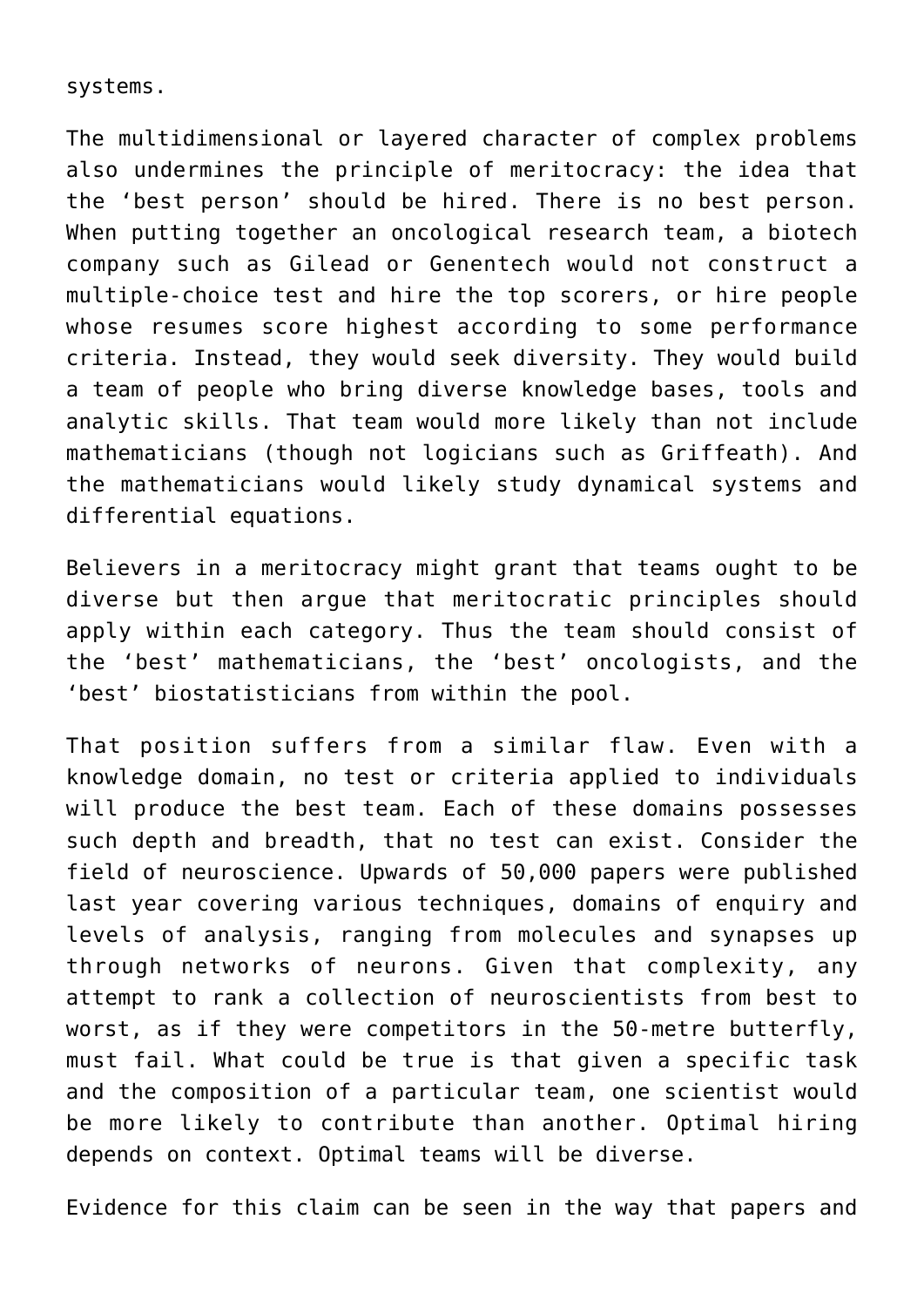systems.

The multidimensional or layered character of complex problems also undermines the principle of meritocracy: the idea that the ‘best person’ should be hired. There is no best person. When putting together an oncological research team, a biotech company such as Gilead or Genentech would not construct a multiple-choice test and hire the top scorers, or hire people whose resumes score highest according to some performance criteria. Instead, they would seek diversity. They would build a team of people who bring diverse knowledge bases, tools and analytic skills. That team would more likely than not include mathematicians (though not logicians such as Griffeath). And the mathematicians would likely study dynamical systems and differential equations.

Believers in a meritocracy might grant that teams ought to be diverse but then argue that meritocratic principles should apply within each category. Thus the team should consist of the ‘best’ mathematicians, the ‘best’ oncologists, and the ‘best’ biostatisticians from within the pool.

That position suffers from a similar flaw. Even with a knowledge domain, no test or criteria applied to individuals will produce the best team. Each of these domains possesses such depth and breadth, that no test can exist. Consider the field of neuroscience. Upwards of 50,000 papers were published last year covering various techniques, domains of enquiry and levels of analysis, ranging from molecules and synapses up through networks of neurons. Given that complexity, any attempt to rank a collection of neuroscientists from best to worst, as if they were competitors in the 50-metre butterfly, must fail. What could be true is that given a specific task and the composition of a particular team, one scientist would be more likely to contribute than another. Optimal hiring depends on context. Optimal teams will be diverse.

Evidence for this claim can be seen in the way that papers and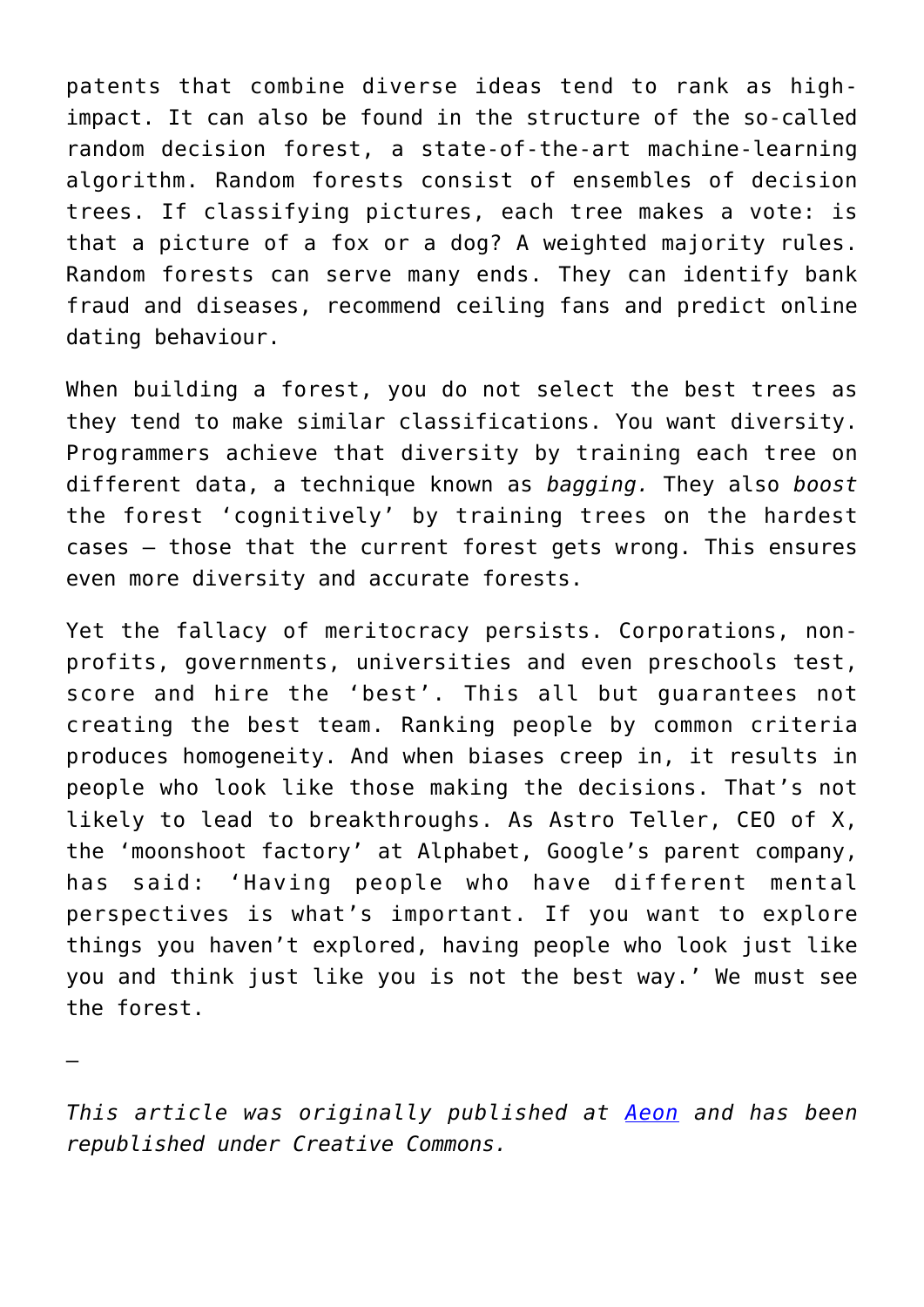patents that combine diverse ideas tend to rank as high-impact. It can also be found in the structure of the so-called random decision forest, a state-of-the-art machine-learning algorithm. Random forests consist of ensembles of decision trees. If classifying pictures, each tree makes a vote: is that a picture of a fox or a dog? A weighted majority rules. Random forests can serve many ends. They can identify bank fraud and diseases, recommend ceiling fans and predict online dating behaviour.

When building a forest, you do not select the best trees as they tend to make similar classifications. You want diversity. Programmers achieve that diversity by training each tree on different data, a technique known as *bagging.* They also *boost* the forest 'cognitively' by training trees on the hardest cases – those that the current forest gets wrong. This ensures even more diversity and accurate forests.

Yet the fallacy of meritocracy persists. Corporations, non-profits, governments, universities and even preschools test, score and hire the 'best'. This all but guarantees not creating the best team. Ranking people by common criteria produces homogeneity. And when biases creep in, it results in people who look like those making the decisions. That's not likely to lead to breakthroughs. As Astro Teller, CEO of X, the 'moonshoot factory' at Alphabet, Google's parent company, has said: 'Having people who have different mental perspectives is what's important. If you want to explore things you haven't explored, having people who look just like you and think just like you is not the best way.' We must see the forest.

–

*This article was originally published at Aeon and has been republished under Creative Commons.*